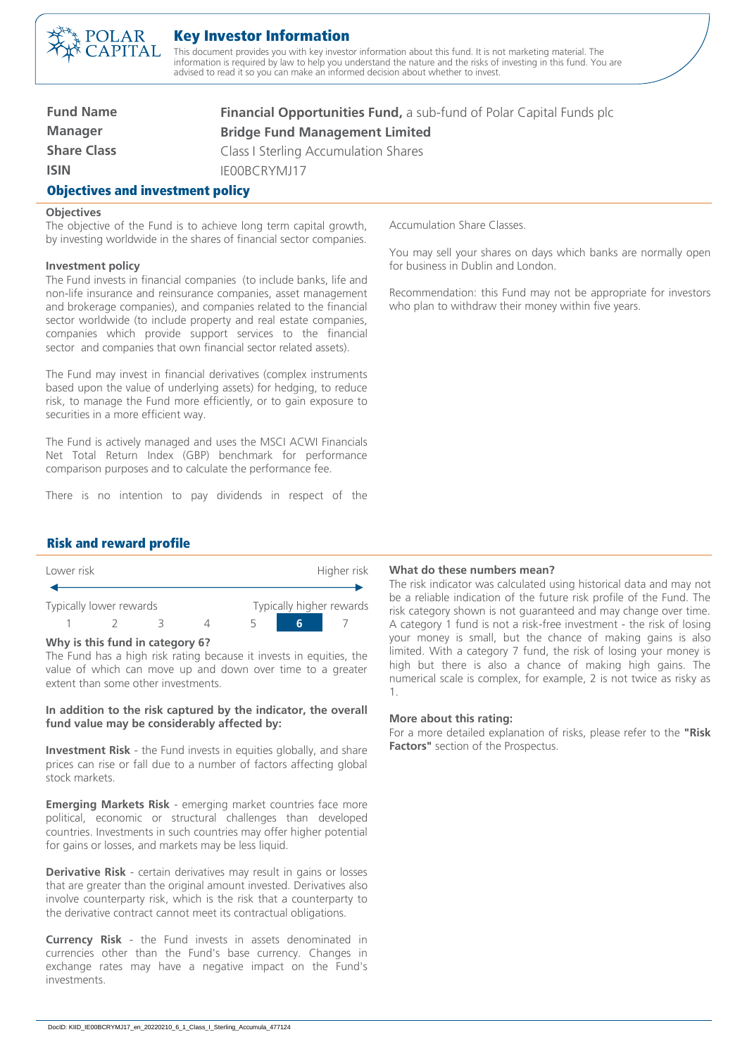# Key Investor Information

This document provides you with key investor information about this fund. It is not marketing material. The information is required by law to help you understand the nature and the risks of investing in this fund. You are advised to read it so you can make an informed decision about whether to invest.

| | |
|---|---|
| **Fund Name** | **Financial Opportunities Fund,** a sub-fund of Polar Capital Funds plc |
| **Manager** | **Bridge Fund Management Limited** |
| **Share Class** | Class I Sterling Accumulation Shares |
| **ISIN** | IE00BCRYMJ17 |

## Objectives and investment policy

### Objectives

The objective of the Fund is to achieve long term capital growth, by investing worldwide in the shares of financial sector companies.

### Investment policy

The Fund invests in financial companies (to include banks, life and non-life insurance and reinsurance companies, asset management and brokerage companies), and companies related to the financial sector worldwide (to include property and real estate companies, companies which provide support services to the financial sector and companies that own financial sector related assets).

The Fund may invest in financial derivatives (complex instruments based upon the value of underlying assets) for hedging, to reduce risk, to manage the Fund more efficiently, or to gain exposure to securities in a more efficient way.

The Fund is actively managed and uses the MSCI ACWI Financials Net Total Return Index (GBP) benchmark for performance comparison purposes and to calculate the performance fee.

There is no intention to pay dividends in respect of the Accumulation Share Classes.

You may sell your shares on days which banks are normally open for business in Dublin and London.

Recommendation: this Fund may not be appropriate for investors who plan to withdraw their money within five years.

## Risk and reward profile

| Lower risk | | | | | | Higher risk |
|---|---|---|---|---|---|---|
| Typically lower rewards | | | | | | Typically higher rewards |
| 1 | 2 | 3 | 4 | 5 | **6** | 7 |

### Why is this fund in category 6?

The Fund has a high risk rating because it invests in equities, the value of which can move up and down over time to a greater extent than some other investments.

### In addition to the risk captured by the indicator, the overall fund value may be considerably affected by:

**Investment Risk** - the Fund invests in equities globally, and share prices can rise or fall due to a number of factors affecting global stock markets.

**Emerging Markets Risk** - emerging market countries face more political, economic or structural challenges than developed countries. Investments in such countries may offer higher potential for gains or losses, and markets may be less liquid.

**Derivative Risk** - certain derivatives may result in gains or losses that are greater than the original amount invested. Derivatives also involve counterparty risk, which is the risk that a counterparty to the derivative contract cannot meet its contractual obligations.

**Currency Risk** - the Fund invests in assets denominated in currencies other than the Fund's base currency. Changes in exchange rates may have a negative impact on the Fund's investments.

### What do these numbers mean?

The risk indicator was calculated using historical data and may not be a reliable indication of the future risk profile of the Fund. The risk category shown is not guaranteed and may change over time. A category 1 fund is not a risk-free investment - the risk of losing your money is small, but the chance of making gains is also limited. With a category 7 fund, the risk of losing your money is high but there is also a chance of making high gains. The numerical scale is complex, for example, 2 is not twice as risky as 1.

### More about this rating:

For a more detailed explanation of risks, please refer to the **"Risk Factors"** section of the Prospectus.

DocID: KIID_IE00BCRYMJ17_en_20220210_6_1_Class_I_Sterling_Accumula_477124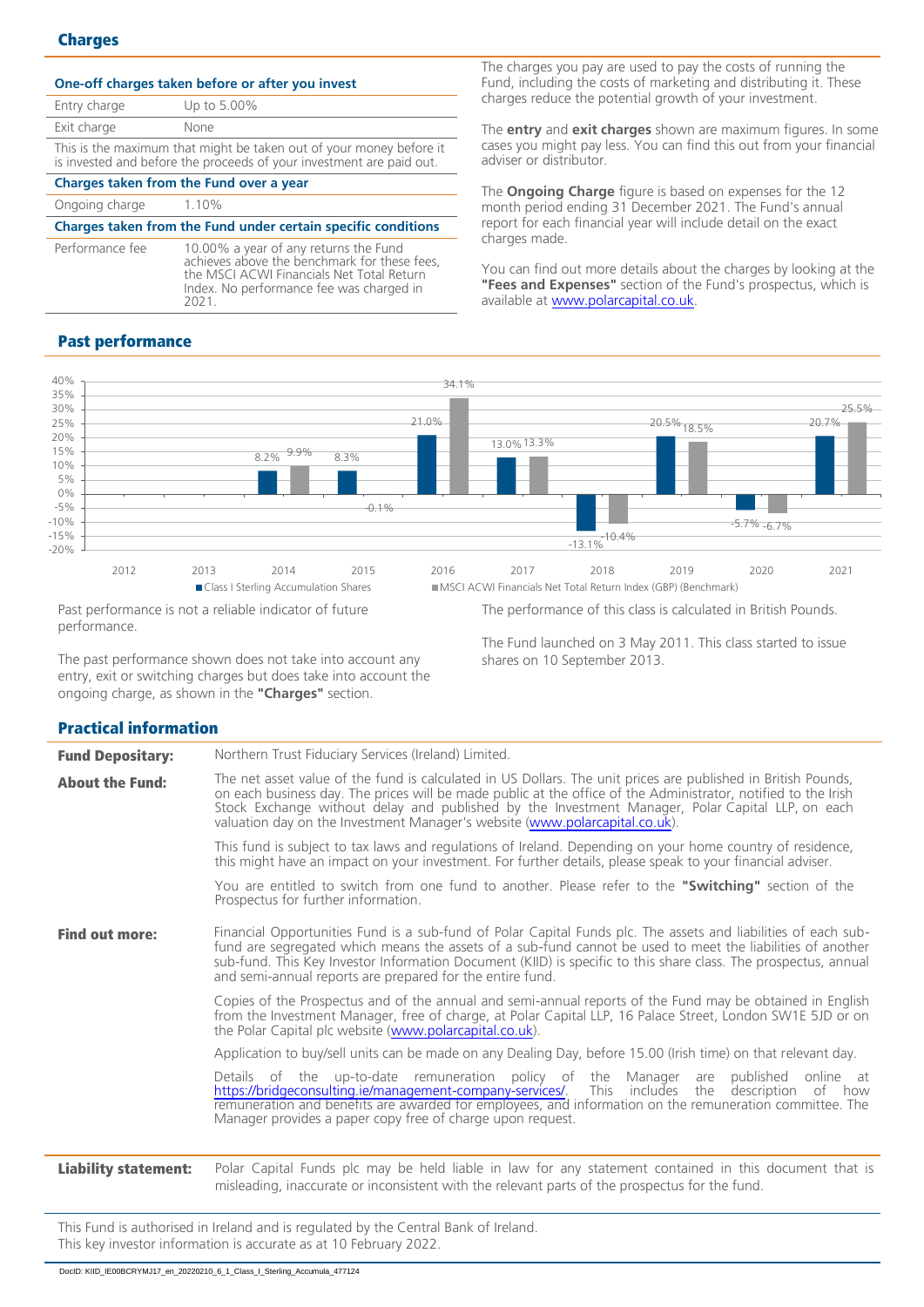## Charges

| One-off charges taken before or after you invest | |
|---|---|
| Entry charge | Up to 5.00% |
| Exit charge | None |

This is the maximum that might be taken out of your money before it is invested and before the proceeds of your investment are paid out.

| Charges taken from the Fund over a year | |
|---|---|
| Ongoing charge | 1.10% |

| Charges taken from the Fund under certain specific conditions | |
|---|---|
| Performance fee | 10.00% a year of any returns the Fund achieves above the benchmark for these fees, the MSCI ACWI Financials Net Total Return Index. No performance fee was charged in 2021. |

The charges you pay are used to pay the costs of running the Fund, including the costs of marketing and distributing it. These charges reduce the potential growth of your investment.

The **entry** and **exit charges** shown are maximum figures. In some cases you might pay less. You can find this out from your financial adviser or distributor.

The **Ongoing Charge** figure is based on expenses for the 12 month period ending 31 December 2021. The Fund's annual report for each financial year will include detail on the exact charges made.

You can find out more details about the charges by looking at the **"Fees and Expenses"** section of the Fund's prospectus, which is available at www.polarcapital.co.uk.

## Past performance

40%
35%
30%
25%
20%
15%
10%
5%
0%
-5%
-10%
-15%
-20%

2012 2013 2014 2015 2016 2017 2018 2019 2020 2021

8.2% 9.9% 8.3% -0.1% 21.0% 34.1% 13.0% 13.3% -13.1% -10.4% 20.5% 18.5% -5.7% -6.7% 20.7% 25.5%

Class I Sterling Accumulation Shares
MSCI ACWI Financials Net Total Return Index (GBP) (Benchmark)

Past performance is not a reliable indicator of future performance.

The past performance shown does not take into account any entry, exit or switching charges but does take into account the ongoing charge, as shown in the **"Charges"** section.

The performance of this class is calculated in British Pounds.

The Fund launched on 3 May 2011. This class started to issue shares on 10 September 2013.

## Practical information

**Fund Depositary:** Northern Trust Fiduciary Services (Ireland) Limited.

**About the Fund:** The net asset value of the fund is calculated in US Dollars. The unit prices are published in British Pounds, on each business day. The prices will be made public at the office of the Administrator, notified to the Irish Stock Exchange without delay and published by the Investment Manager, Polar Capital LLP, on each valuation day on the Investment Manager's website (www.polarcapital.co.uk).

This fund is subject to tax laws and regulations of Ireland. Depending on your home country of residence, this might have an impact on your investment. For further details, please speak to your financial adviser.

You are entitled to switch from one fund to another. Please refer to the **"Switching"** section of the Prospectus for further information.

**Find out more:** Financial Opportunities Fund is a sub-fund of Polar Capital Funds plc. The assets and liabilities of each sub-fund are segregated which means the assets of a sub-fund cannot be used to meet the liabilities of another sub-fund. This Key Investor Information Document (KIID) is specific to this share class. The prospectus, annual and semi-annual reports are prepared for the entire fund.

Copies of the Prospectus and of the annual and semi-annual reports of the Fund may be obtained in English from the Investment Manager, free of charge, at Polar Capital LLP, 16 Palace Street, London SW1E 5JD or on the Polar Capital plc website (www.polarcapital.co.uk).

Application to buy/sell units can be made on any Dealing Day, before 15.00 (Irish time) on that relevant day.

Details of the up-to-date remuneration policy of the Manager are published online at https://bridgeconsulting.ie/management-company-services/. This includes the description of how remuneration and benefits are awarded for employees, and information on the remuneration committee. The Manager provides a paper copy free of charge upon request.

**Liability statement:** Polar Capital Funds plc may be held liable in law for any statement contained in this document that is misleading, inaccurate or inconsistent with the relevant parts of the prospectus for the fund.

This Fund is authorised in Ireland and is regulated by the Central Bank of Ireland.
This key investor information is accurate as at 10 February 2022.

DocID: KIID_IE00BCRYMJ17_en_20220210_6_1_Class_I_Sterling_Accumula_477124